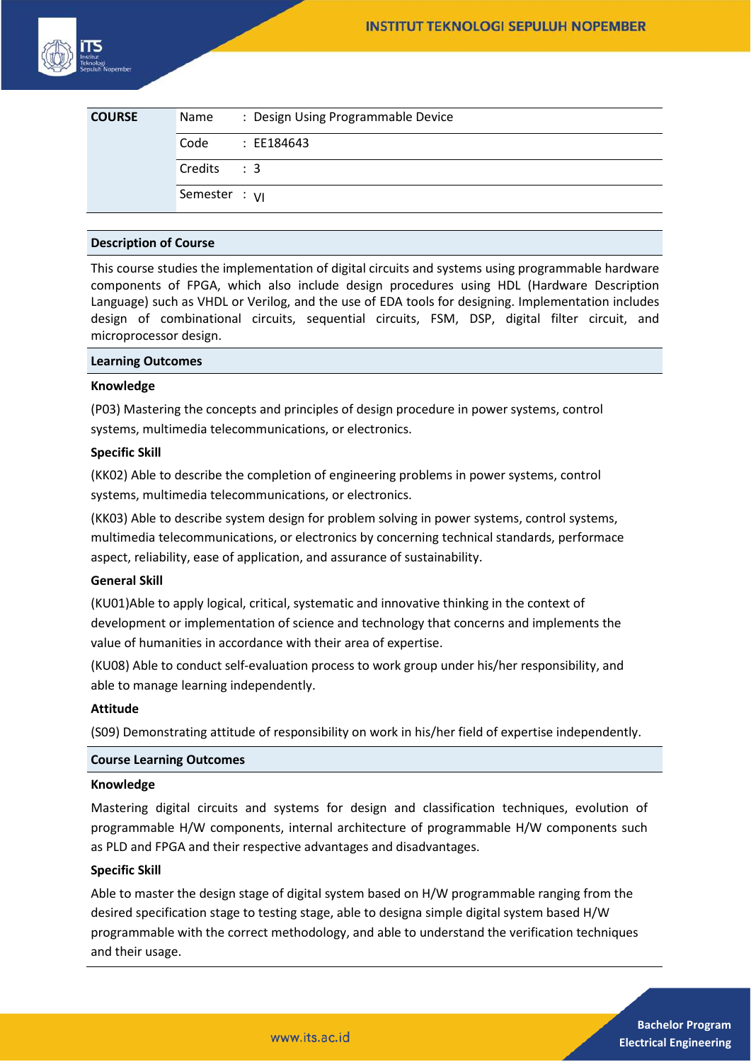| COURSE | Name | : Design Using Programmable Device |
|---|---|---|
| | Code | : EE184643 |
| | Credits | : 3 |
| | Semester | : VI |

## Description of Course

This course studies the implementation of digital circuits and systems using programmable hardware components of FPGA, which also include design procedures using HDL (Hardware Description Language) such as VHDL or Verilog, and the use of EDA tools for designing. Implementation includes design of combinational circuits, sequential circuits, FSM, DSP, digital filter circuit, and microprocessor design.

## Learning Outcomes

**Knowledge**

(P03) Mastering the concepts and principles of design procedure in power systems, control systems, multimedia telecommunications, or electronics.

**Specific Skill**

(KK02) Able to describe the completion of engineering problems in power systems, control systems, multimedia telecommunications, or electronics.

(KK03) Able to describe system design for problem solving in power systems, control systems, multimedia telecommunications, or electronics by concerning technical standards, performace aspect, reliability, ease of application, and assurance of sustainability.

**General Skill**

(KU01)Able to apply logical, critical, systematic and innovative thinking in the context of development or implementation of science and technology that concerns and implements the value of humanities in accordance with their area of expertise.

(KU08) Able to conduct self-evaluation process to work group under his/her responsibility, and able to manage learning independently.

**Attitude**

(S09) Demonstrating attitude of responsibility on work in his/her field of expertise independently.

## Course Learning Outcomes

**Knowledge**

Mastering digital circuits and systems for design and classification techniques, evolution of programmable H/W components, internal architecture of programmable H/W components such as PLD and FPGA and their respective advantages and disadvantages.

**Specific Skill**

Able to master the design stage of digital system based on H/W programmable ranging from the desired specification stage to testing stage, able to designa simple digital system based H/W programmable with the correct methodology, and able to understand the verification techniques and their usage.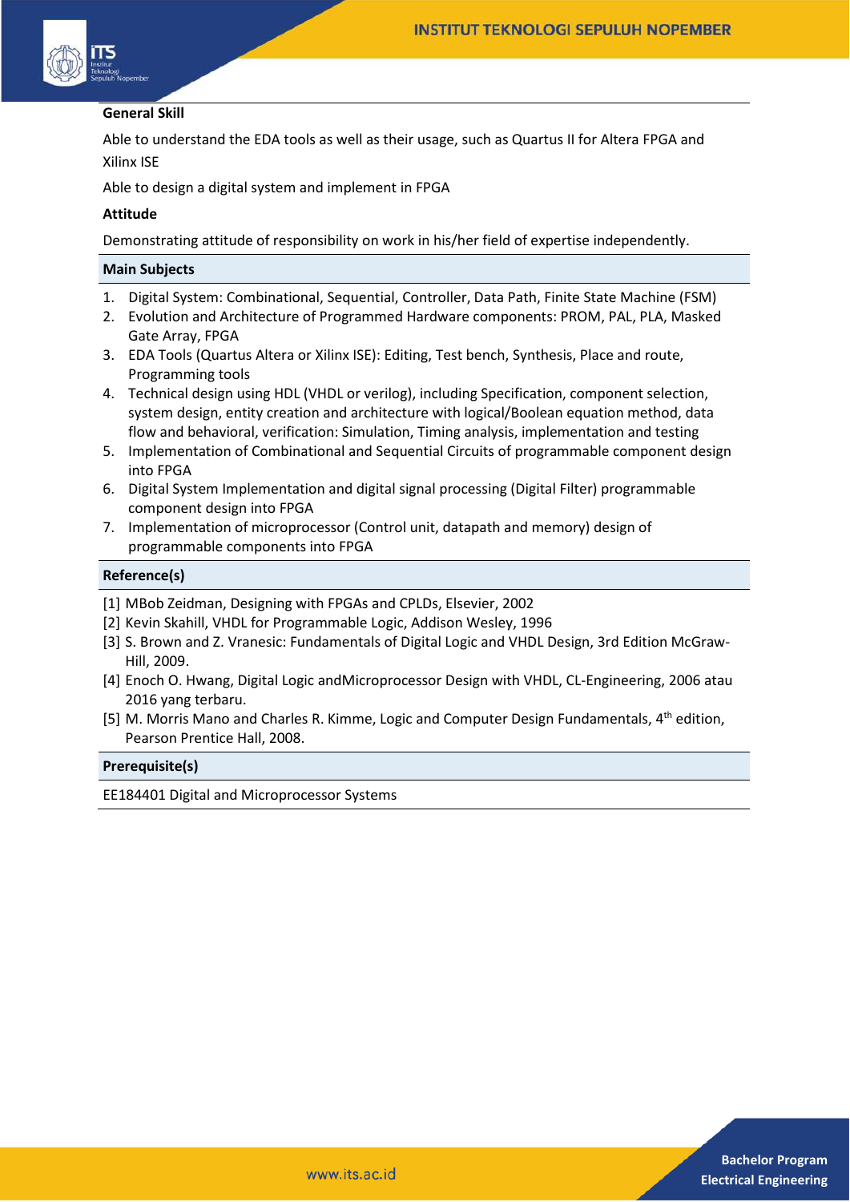**General Skill**

Able to understand the EDA tools as well as their usage, such as Quartus II for Altera FPGA and Xilinx ISE

Able to design a digital system and implement in FPGA

**Attitude**

Demonstrating attitude of responsibility on work in his/her field of expertise independently.

**Main Subjects**

1. Digital System: Combinational, Sequential, Controller, Data Path, Finite State Machine (FSM)
2. Evolution and Architecture of Programmed Hardware components: PROM, PAL, PLA, Masked Gate Array, FPGA
3. EDA Tools (Quartus Altera or Xilinx ISE): Editing, Test bench, Synthesis, Place and route, Programming tools
4. Technical design using HDL (VHDL or verilog), including Specification, component selection, system design, entity creation and architecture with logical/Boolean equation method, data flow and behavioral, verification: Simulation, Timing analysis, implementation and testing
5. Implementation of Combinational and Sequential Circuits of programmable component design into FPGA
6. Digital System Implementation and digital signal processing (Digital Filter) programmable component design into FPGA
7. Implementation of microprocessor (Control unit, datapath and memory) design of programmable components into FPGA

**Reference(s)**

[1] MBob Zeidman, Designing with FPGAs and CPLDs, Elsevier, 2002
[2] Kevin Skahill, VHDL for Programmable Logic, Addison Wesley, 1996
[3] S. Brown and Z. Vranesic: Fundamentals of Digital Logic and VHDL Design, 3rd Edition McGraw-Hill, 2009.
[4] Enoch O. Hwang, Digital Logic andMicroprocessor Design with VHDL, CL-Engineering, 2006 atau 2016 yang terbaru.
[5] M. Morris Mano and Charles R. Kimme, Logic and Computer Design Fundamentals, 4th edition, Pearson Prentice Hall, 2008.

**Prerequisite(s)**

EE184401 Digital and Microprocessor Systems